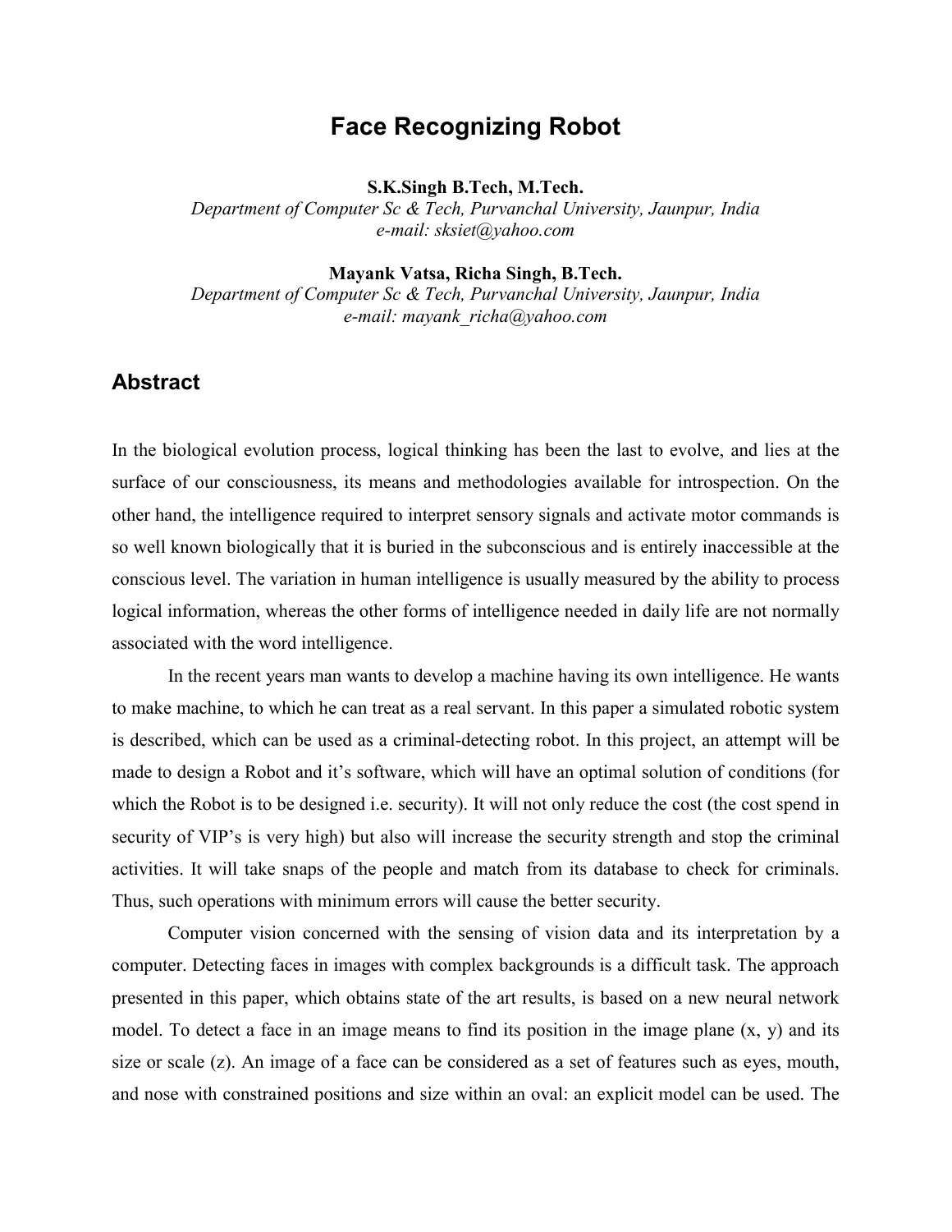# Face Recognizing Robot

**S.K.Singh B.Tech, M.Tech.**

*Department of Computer Sc & Tech, Purvanchal University, Jaunpur, India*
*e-mail: sksiet@yahoo.com*

**Mayank Vatsa, Richa Singh, B.Tech.**

*Department of Computer Sc & Tech, Purvanchal University, Jaunpur, India*
*e-mail: mayank_richa@yahoo.com*

## Abstract

In the biological evolution process, logical thinking has been the last to evolve, and lies at the surface of our consciousness, its means and methodologies available for introspection. On the other hand, the intelligence required to interpret sensory signals and activate motor commands is so well known biologically that it is buried in the subconscious and is entirely inaccessible at the conscious level. The variation in human intelligence is usually measured by the ability to process logical information, whereas the other forms of intelligence needed in daily life are not normally associated with the word intelligence.

In the recent years man wants to develop a machine having its own intelligence. He wants to make machine, to which he can treat as a real servant. In this paper a simulated robotic system is described, which can be used as a criminal-detecting robot. In this project, an attempt will be made to design a Robot and it's software, which will have an optimal solution of conditions (for which the Robot is to be designed i.e. security). It will not only reduce the cost (the cost spend in security of VIP's is very high) but also will increase the security strength and stop the criminal activities. It will take snaps of the people and match from its database to check for criminals. Thus, such operations with minimum errors will cause the better security.

Computer vision concerned with the sensing of vision data and its interpretation by a computer. Detecting faces in images with complex backgrounds is a difficult task. The approach presented in this paper, which obtains state of the art results, is based on a new neural network model. To detect a face in an image means to find its position in the image plane (x, y) and its size or scale (z). An image of a face can be considered as a set of features such as eyes, mouth, and nose with constrained positions and size within an oval: an explicit model can be used. The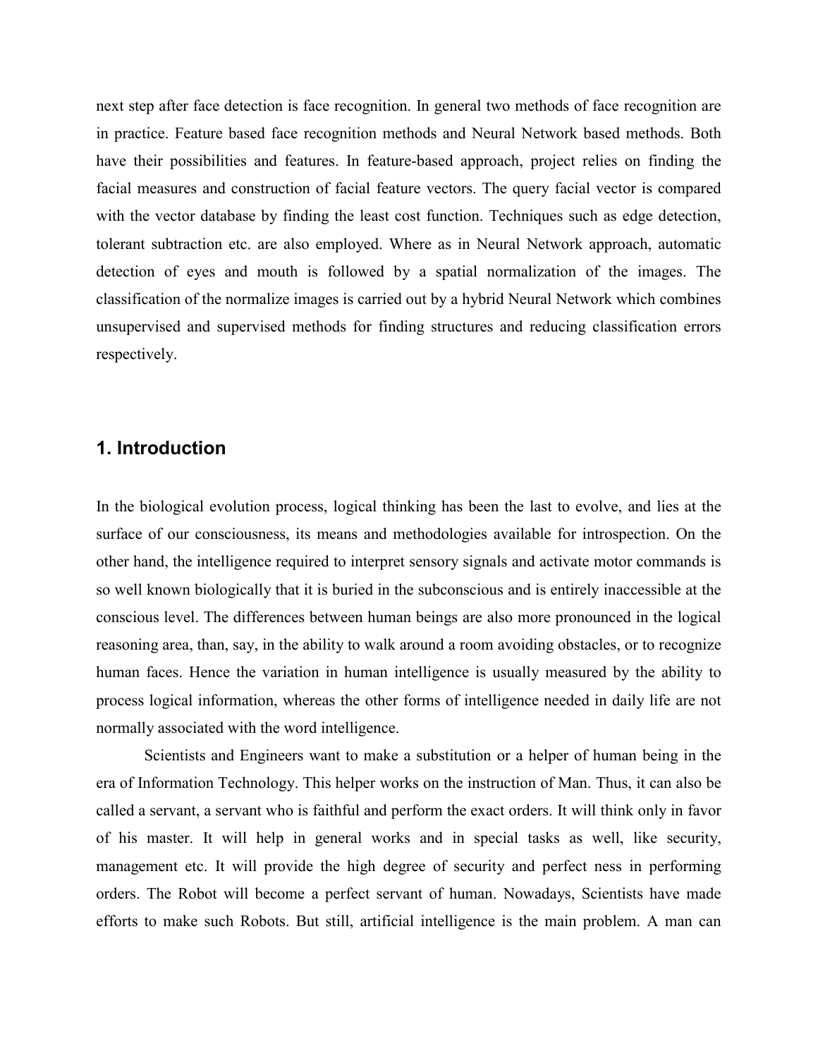next step after face detection is face recognition. In general two methods of face recognition are in practice. Feature based face recognition methods and Neural Network based methods. Both have their possibilities and features. In feature-based approach, project relies on finding the facial measures and construction of facial feature vectors. The query facial vector is compared with the vector database by finding the least cost function. Techniques such as edge detection, tolerant subtraction etc. are also employed. Where as in Neural Network approach, automatic detection of eyes and mouth is followed by a spatial normalization of the images. The classification of the normalize images is carried out by a hybrid Neural Network which combines unsupervised and supervised methods for finding structures and reducing classification errors respectively.

## 1. Introduction

In the biological evolution process, logical thinking has been the last to evolve, and lies at the surface of our consciousness, its means and methodologies available for introspection. On the other hand, the intelligence required to interpret sensory signals and activate motor commands is so well known biologically that it is buried in the subconscious and is entirely inaccessible at the conscious level. The differences between human beings are also more pronounced in the logical reasoning area, than, say, in the ability to walk around a room avoiding obstacles, or to recognize human faces. Hence the variation in human intelligence is usually measured by the ability to process logical information, whereas the other forms of intelligence needed in daily life are not normally associated with the word intelligence.

Scientists and Engineers want to make a substitution or a helper of human being in the era of Information Technology. This helper works on the instruction of Man. Thus, it can also be called a servant, a servant who is faithful and perform the exact orders. It will think only in favor of his master. It will help in general works and in special tasks as well, like security, management etc. It will provide the high degree of security and perfect ness in performing orders. The Robot will become a perfect servant of human. Nowadays, Scientists have made efforts to make such Robots. But still, artificial intelligence is the main problem. A man can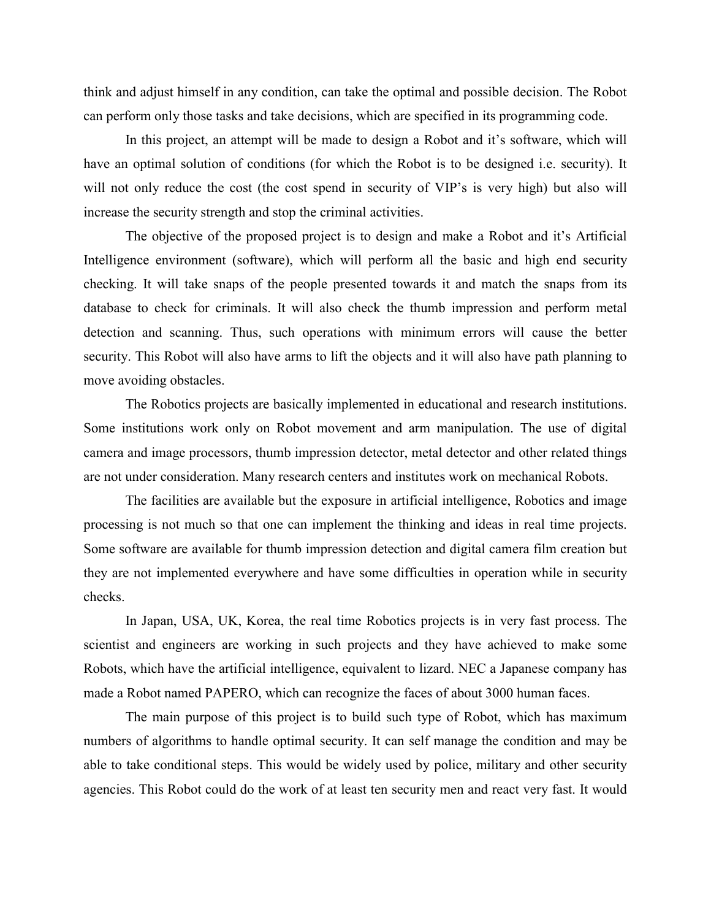think and adjust himself in any condition, can take the optimal and possible decision. The Robot can perform only those tasks and take decisions, which are specified in its programming code.

In this project, an attempt will be made to design a Robot and it's software, which will have an optimal solution of conditions (for which the Robot is to be designed i.e. security). It will not only reduce the cost (the cost spend in security of VIP's is very high) but also will increase the security strength and stop the criminal activities.

The objective of the proposed project is to design and make a Robot and it's Artificial Intelligence environment (software), which will perform all the basic and high end security checking. It will take snaps of the people presented towards it and match the snaps from its database to check for criminals. It will also check the thumb impression and perform metal detection and scanning. Thus, such operations with minimum errors will cause the better security. This Robot will also have arms to lift the objects and it will also have path planning to move avoiding obstacles.

The Robotics projects are basically implemented in educational and research institutions. Some institutions work only on Robot movement and arm manipulation. The use of digital camera and image processors, thumb impression detector, metal detector and other related things are not under consideration. Many research centers and institutes work on mechanical Robots.

The facilities are available but the exposure in artificial intelligence, Robotics and image processing is not much so that one can implement the thinking and ideas in real time projects. Some software are available for thumb impression detection and digital camera film creation but they are not implemented everywhere and have some difficulties in operation while in security checks.

In Japan, USA, UK, Korea, the real time Robotics projects is in very fast process. The scientist and engineers are working in such projects and they have achieved to make some Robots, which have the artificial intelligence, equivalent to lizard. NEC a Japanese company has made a Robot named PAPERO, which can recognize the faces of about 3000 human faces.

The main purpose of this project is to build such type of Robot, which has maximum numbers of algorithms to handle optimal security. It can self manage the condition and may be able to take conditional steps. This would be widely used by police, military and other security agencies. This Robot could do the work of at least ten security men and react very fast. It would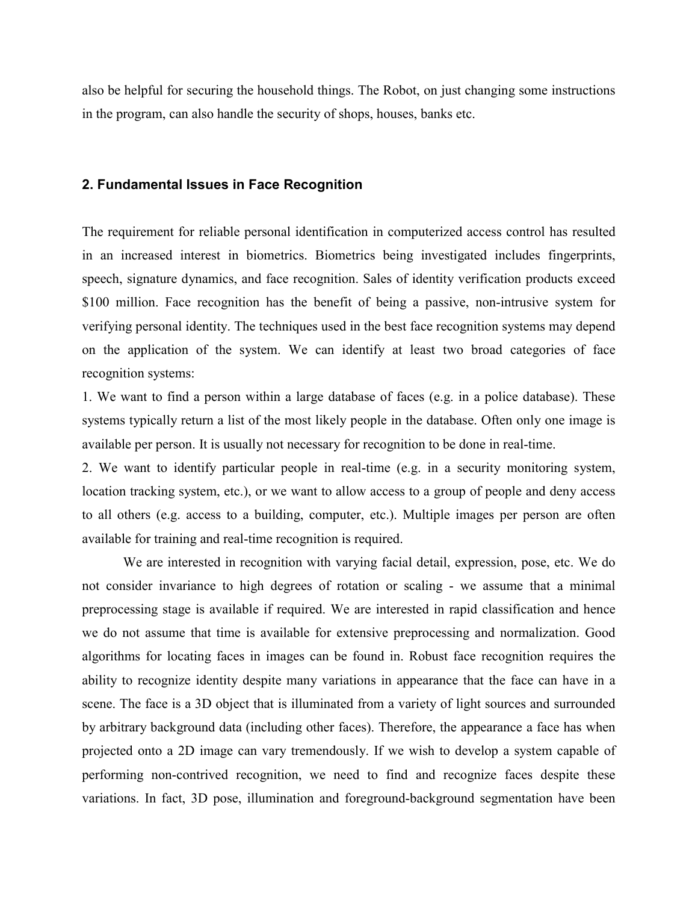also be helpful for securing the household things. The Robot, on just changing some instructions in the program, can also handle the security of shops, houses, banks etc.

## 2. Fundamental Issues in Face Recognition

The requirement for reliable personal identification in computerized access control has resulted in an increased interest in biometrics. Biometrics being investigated includes fingerprints, speech, signature dynamics, and face recognition. Sales of identity verification products exceed $100 million. Face recognition has the benefit of being a passive, non-intrusive system for verifying personal identity. The techniques used in the best face recognition systems may depend on the application of the system. We can identify at least two broad categories of face recognition systems:

1. We want to find a person within a large database of faces (e.g. in a police database). These systems typically return a list of the most likely people in the database. Often only one image is available per person. It is usually not necessary for recognition to be done in real-time.
2. We want to identify particular people in real-time (e.g. in a security monitoring system, location tracking system, etc.), or we want to allow access to a group of people and deny access to all others (e.g. access to a building, computer, etc.). Multiple images per person are often available for training and real-time recognition is required.

We are interested in recognition with varying facial detail, expression, pose, etc. We do not consider invariance to high degrees of rotation or scaling - we assume that a minimal preprocessing stage is available if required. We are interested in rapid classification and hence we do not assume that time is available for extensive preprocessing and normalization. Good algorithms for locating faces in images can be found in. Robust face recognition requires the ability to recognize identity despite many variations in appearance that the face can have in a scene. The face is a 3D object that is illuminated from a variety of light sources and surrounded by arbitrary background data (including other faces). Therefore, the appearance a face has when projected onto a 2D image can vary tremendously. If we wish to develop a system capable of performing non-contrived recognition, we need to find and recognize faces despite these variations. In fact, 3D pose, illumination and foreground-background segmentation have been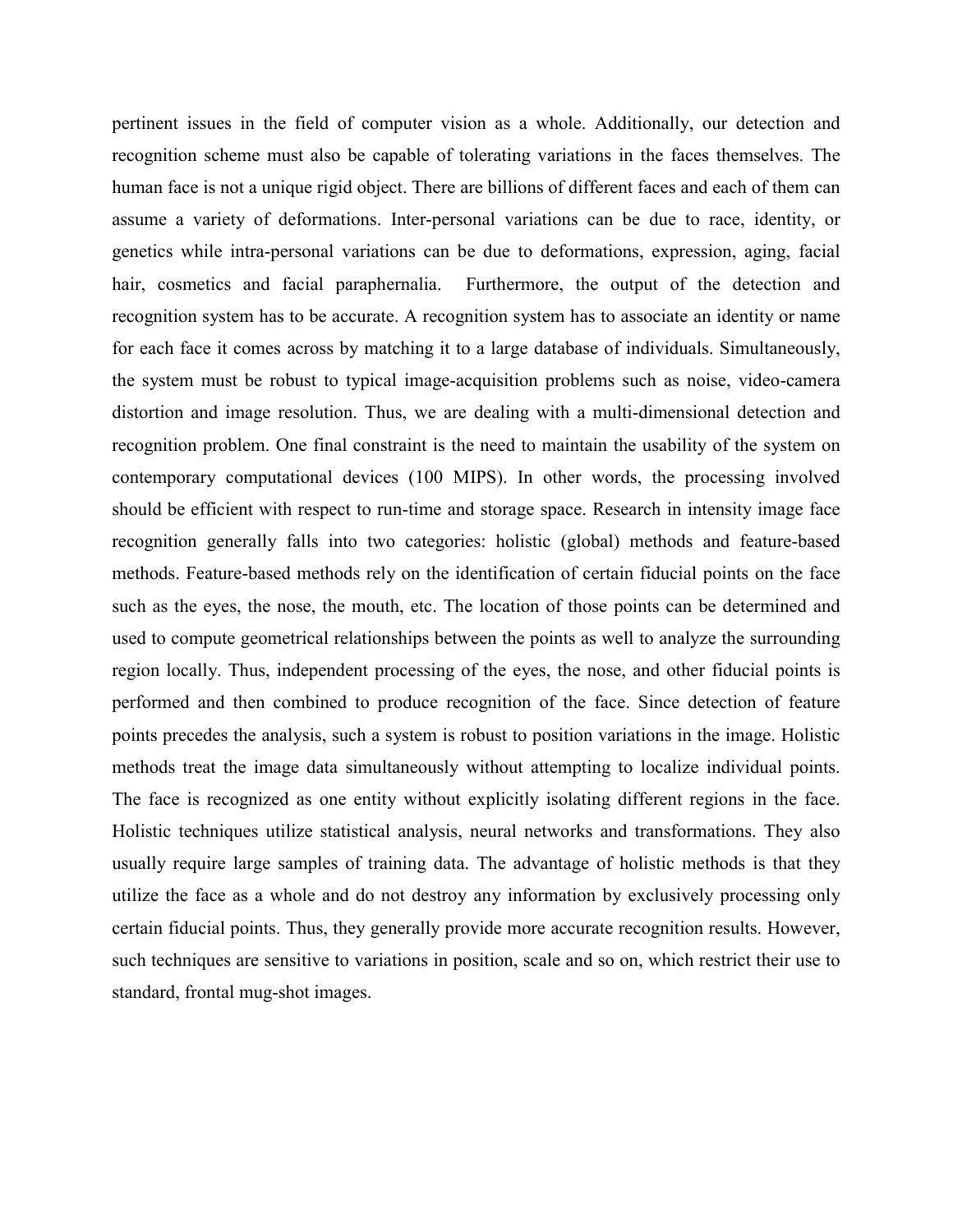pertinent issues in the field of computer vision as a whole. Additionally, our detection and recognition scheme must also be capable of tolerating variations in the faces themselves. The human face is not a unique rigid object. There are billions of different faces and each of them can assume a variety of deformations. Inter-personal variations can be due to race, identity, or genetics while intra-personal variations can be due to deformations, expression, aging, facial hair, cosmetics and facial paraphernalia. Furthermore, the output of the detection and recognition system has to be accurate. A recognition system has to associate an identity or name for each face it comes across by matching it to a large database of individuals. Simultaneously, the system must be robust to typical image-acquisition problems such as noise, video-camera distortion and image resolution. Thus, we are dealing with a multi-dimensional detection and recognition problem. One final constraint is the need to maintain the usability of the system on contemporary computational devices (100 MIPS). In other words, the processing involved should be efficient with respect to run-time and storage space. Research in intensity image face recognition generally falls into two categories: holistic (global) methods and feature-based methods. Feature-based methods rely on the identification of certain fiducial points on the face such as the eyes, the nose, the mouth, etc. The location of those points can be determined and used to compute geometrical relationships between the points as well to analyze the surrounding region locally. Thus, independent processing of the eyes, the nose, and other fiducial points is performed and then combined to produce recognition of the face. Since detection of feature points precedes the analysis, such a system is robust to position variations in the image. Holistic methods treat the image data simultaneously without attempting to localize individual points. The face is recognized as one entity without explicitly isolating different regions in the face. Holistic techniques utilize statistical analysis, neural networks and transformations. They also usually require large samples of training data. The advantage of holistic methods is that they utilize the face as a whole and do not destroy any information by exclusively processing only certain fiducial points. Thus, they generally provide more accurate recognition results. However, such techniques are sensitive to variations in position, scale and so on, which restrict their use to standard, frontal mug-shot images.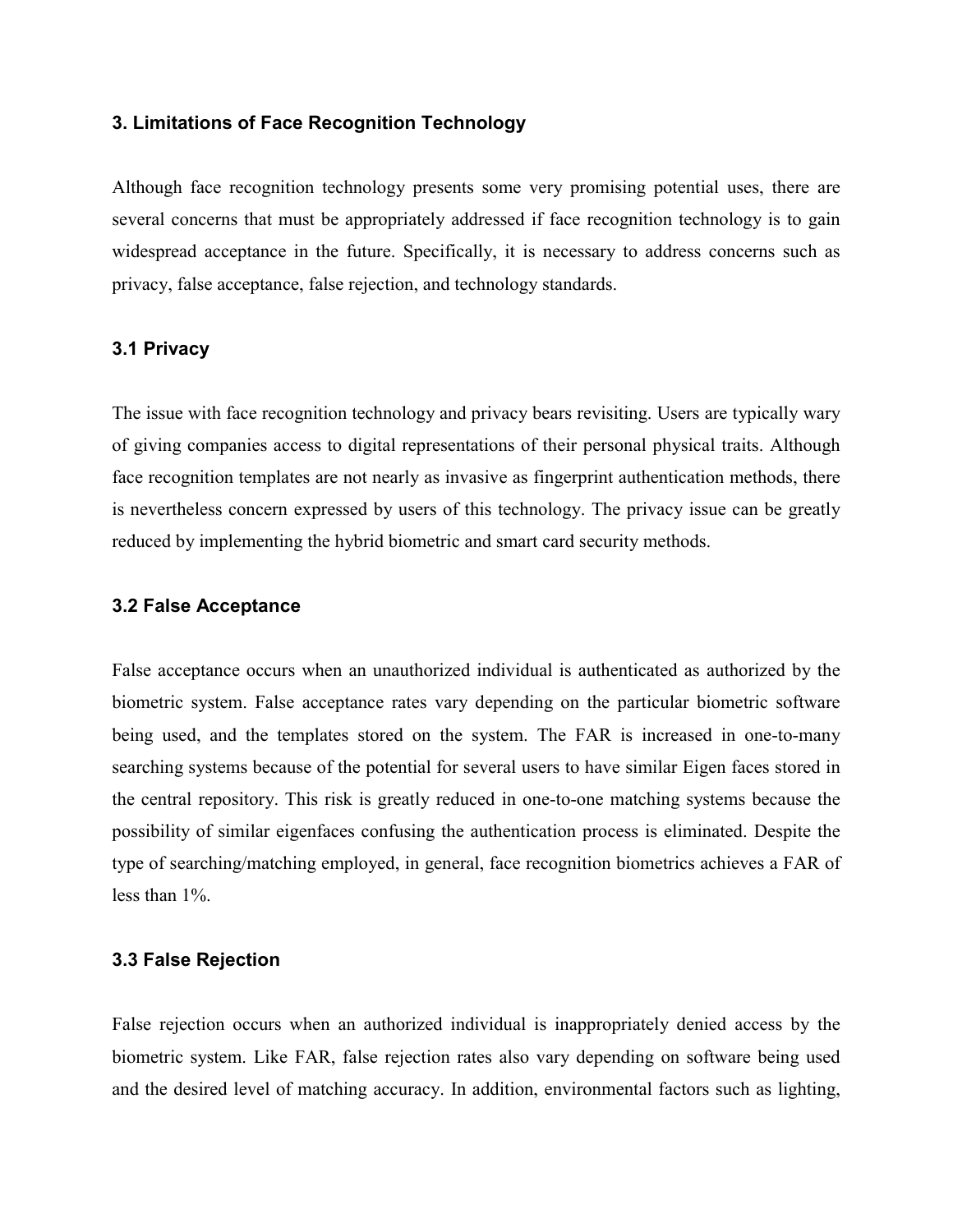## 3. Limitations of Face Recognition Technology

Although face recognition technology presents some very promising potential uses, there are several concerns that must be appropriately addressed if face recognition technology is to gain widespread acceptance in the future. Specifically, it is necessary to address concerns such as privacy, false acceptance, false rejection, and technology standards.

### 3.1 Privacy

The issue with face recognition technology and privacy bears revisiting. Users are typically wary of giving companies access to digital representations of their personal physical traits. Although face recognition templates are not nearly as invasive as fingerprint authentication methods, there is nevertheless concern expressed by users of this technology. The privacy issue can be greatly reduced by implementing the hybrid biometric and smart card security methods.

### 3.2 False Acceptance

False acceptance occurs when an unauthorized individual is authenticated as authorized by the biometric system. False acceptance rates vary depending on the particular biometric software being used, and the templates stored on the system. The FAR is increased in one-to-many searching systems because of the potential for several users to have similar Eigen faces stored in the central repository. This risk is greatly reduced in one-to-one matching systems because the possibility of similar eigenfaces confusing the authentication process is eliminated. Despite the type of searching/matching employed, in general, face recognition biometrics achieves a FAR of less than 1%.

### 3.3 False Rejection

False rejection occurs when an authorized individual is inappropriately denied access by the biometric system. Like FAR, false rejection rates also vary depending on software being used and the desired level of matching accuracy. In addition, environmental factors such as lighting,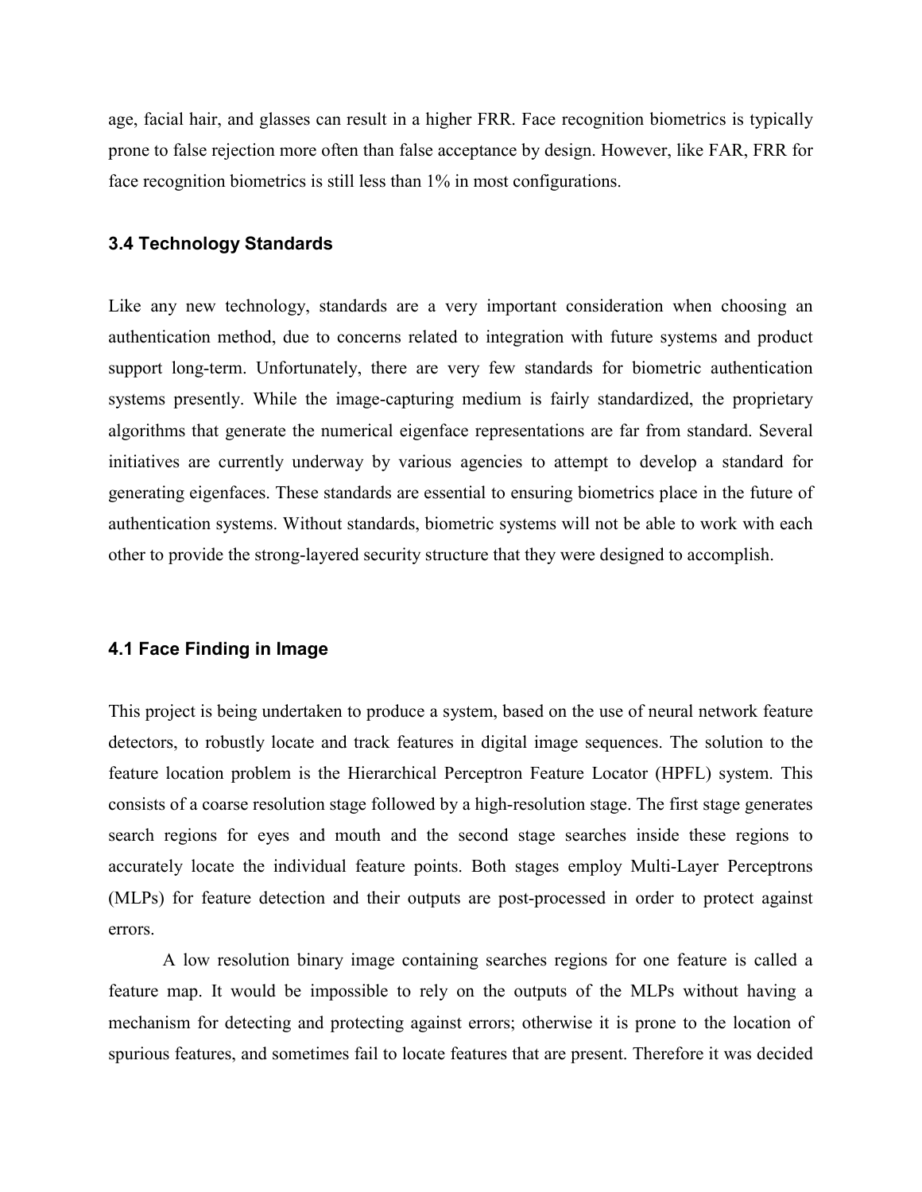age, facial hair, and glasses can result in a higher FRR. Face recognition biometrics is typically prone to false rejection more often than false acceptance by design. However, like FAR, FRR for face recognition biometrics is still less than 1% in most configurations.

### 3.4 Technology Standards

Like any new technology, standards are a very important consideration when choosing an authentication method, due to concerns related to integration with future systems and product support long-term. Unfortunately, there are very few standards for biometric authentication systems presently. While the image-capturing medium is fairly standardized, the proprietary algorithms that generate the numerical eigenface representations are far from standard. Several initiatives are currently underway by various agencies to attempt to develop a standard for generating eigenfaces. These standards are essential to ensuring biometrics place in the future of authentication systems. Without standards, biometric systems will not be able to work with each other to provide the strong-layered security structure that they were designed to accomplish.

### 4.1 Face Finding in Image

This project is being undertaken to produce a system, based on the use of neural network feature detectors, to robustly locate and track features in digital image sequences. The solution to the feature location problem is the Hierarchical Perceptron Feature Locator (HPFL) system. This consists of a coarse resolution stage followed by a high-resolution stage. The first stage generates search regions for eyes and mouth and the second stage searches inside these regions to accurately locate the individual feature points. Both stages employ Multi-Layer Perceptrons (MLPs) for feature detection and their outputs are post-processed in order to protect against errors.

A low resolution binary image containing searches regions for one feature is called a feature map. It would be impossible to rely on the outputs of the MLPs without having a mechanism for detecting and protecting against errors; otherwise it is prone to the location of spurious features, and sometimes fail to locate features that are present. Therefore it was decided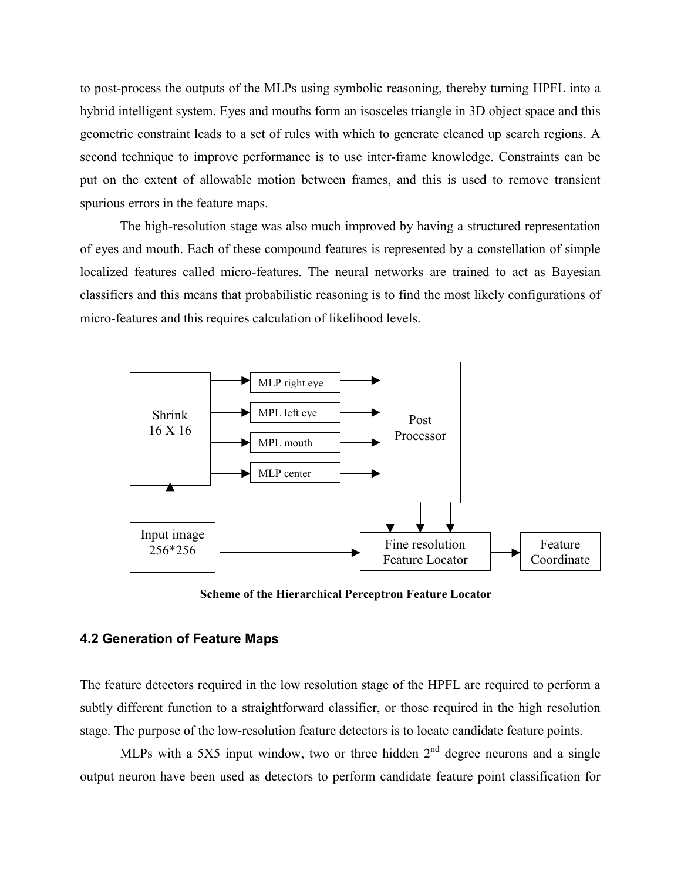to post-process the outputs of the MLPs using symbolic reasoning, thereby turning HPFL into a hybrid intelligent system. Eyes and mouths form an isosceles triangle in 3D object space and this geometric constraint leads to a set of rules with which to generate cleaned up search regions. A second technique to improve performance is to use inter-frame knowledge. Constraints can be put on the extent of allowable motion between frames, and this is used to remove transient spurious errors in the feature maps.

The high-resolution stage was also much improved by having a structured representation of eyes and mouth. Each of these compound features is represented by a constellation of simple localized features called micro-features. The neural networks are trained to act as Bayesian classifiers and this means that probabilistic reasoning is to find the most likely configurations of micro-features and this requires calculation of likelihood levels.

Shrink 16 X 16

MLP right eye

MPL left eye

MPL mouth

MLP center

Post Processor

Input image 256*256

Fine resolution Feature Locator

Feature Coordinate

**Scheme of the Hierarchical Perceptron Feature Locator**

### 4.2 Generation of Feature Maps

The feature detectors required in the low resolution stage of the HPFL are required to perform a subtly different function to a straightforward classifier, or those required in the high resolution stage. The purpose of the low-resolution feature detectors is to locate candidate feature points.

MLPs with a 5X5 input window, two or three hidden $2^{nd}$ degree neurons and a single output neuron have been used as detectors to perform candidate feature point classification for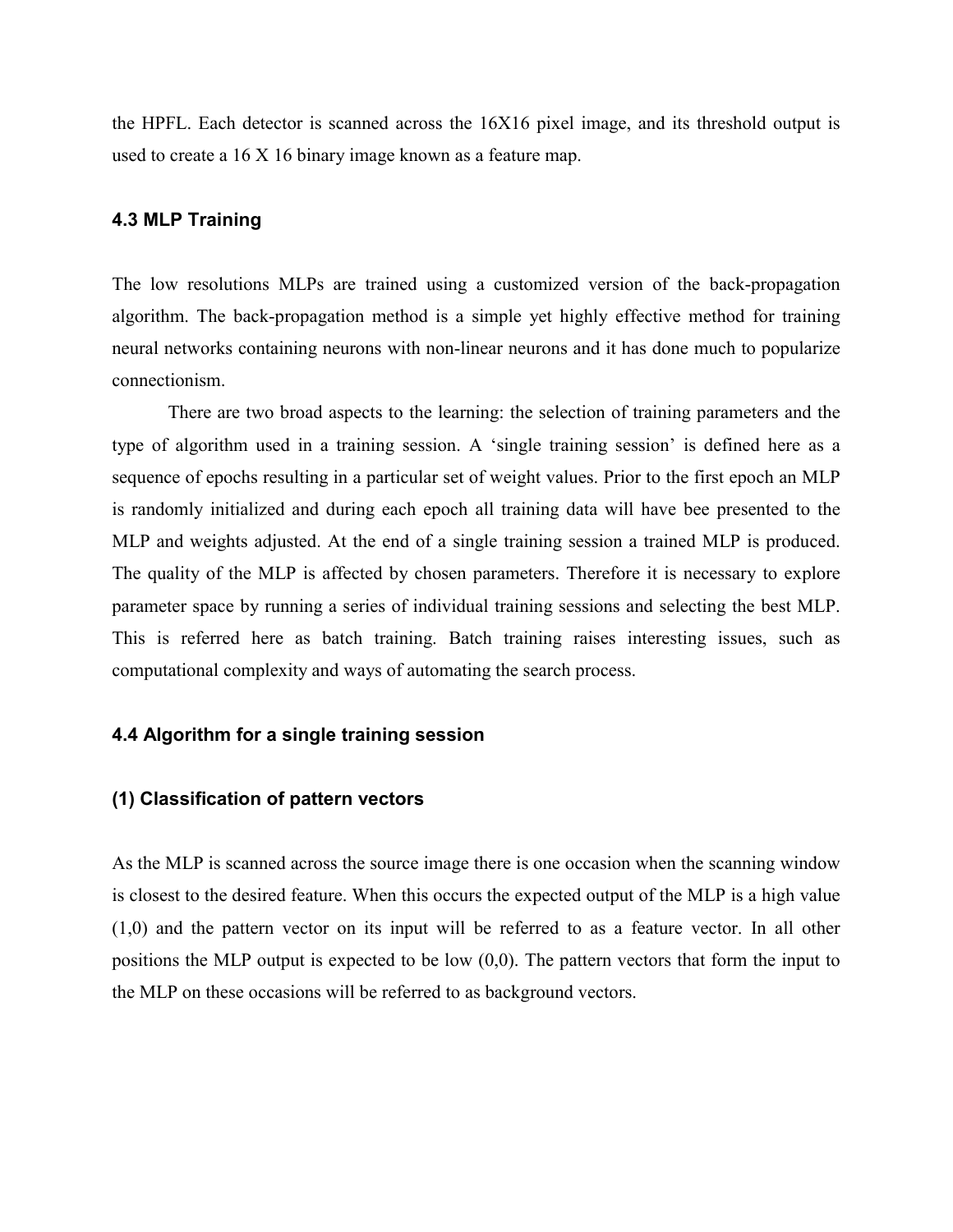the HPFL. Each detector is scanned across the 16X16 pixel image, and its threshold output is used to create a 16 X 16 binary image known as a feature map.

### 4.3 MLP Training

The low resolutions MLPs are trained using a customized version of the back-propagation algorithm. The back-propagation method is a simple yet highly effective method for training neural networks containing neurons with non-linear neurons and it has done much to popularize connectionism.

There are two broad aspects to the learning: the selection of training parameters and the type of algorithm used in a training session. A 'single training session' is defined here as a sequence of epochs resulting in a particular set of weight values. Prior to the first epoch an MLP is randomly initialized and during each epoch all training data will have bee presented to the MLP and weights adjusted. At the end of a single training session a trained MLP is produced. The quality of the MLP is affected by chosen parameters. Therefore it is necessary to explore parameter space by running a series of individual training sessions and selecting the best MLP. This is referred here as batch training. Batch training raises interesting issues, such as computational complexity and ways of automating the search process.

### 4.4 Algorithm for a single training session

#### (1) Classification of pattern vectors

As the MLP is scanned across the source image there is one occasion when the scanning window is closest to the desired feature. When this occurs the expected output of the MLP is a high value (1,0) and the pattern vector on its input will be referred to as a feature vector. In all other positions the MLP output is expected to be low (0,0). The pattern vectors that form the input to the MLP on these occasions will be referred to as background vectors.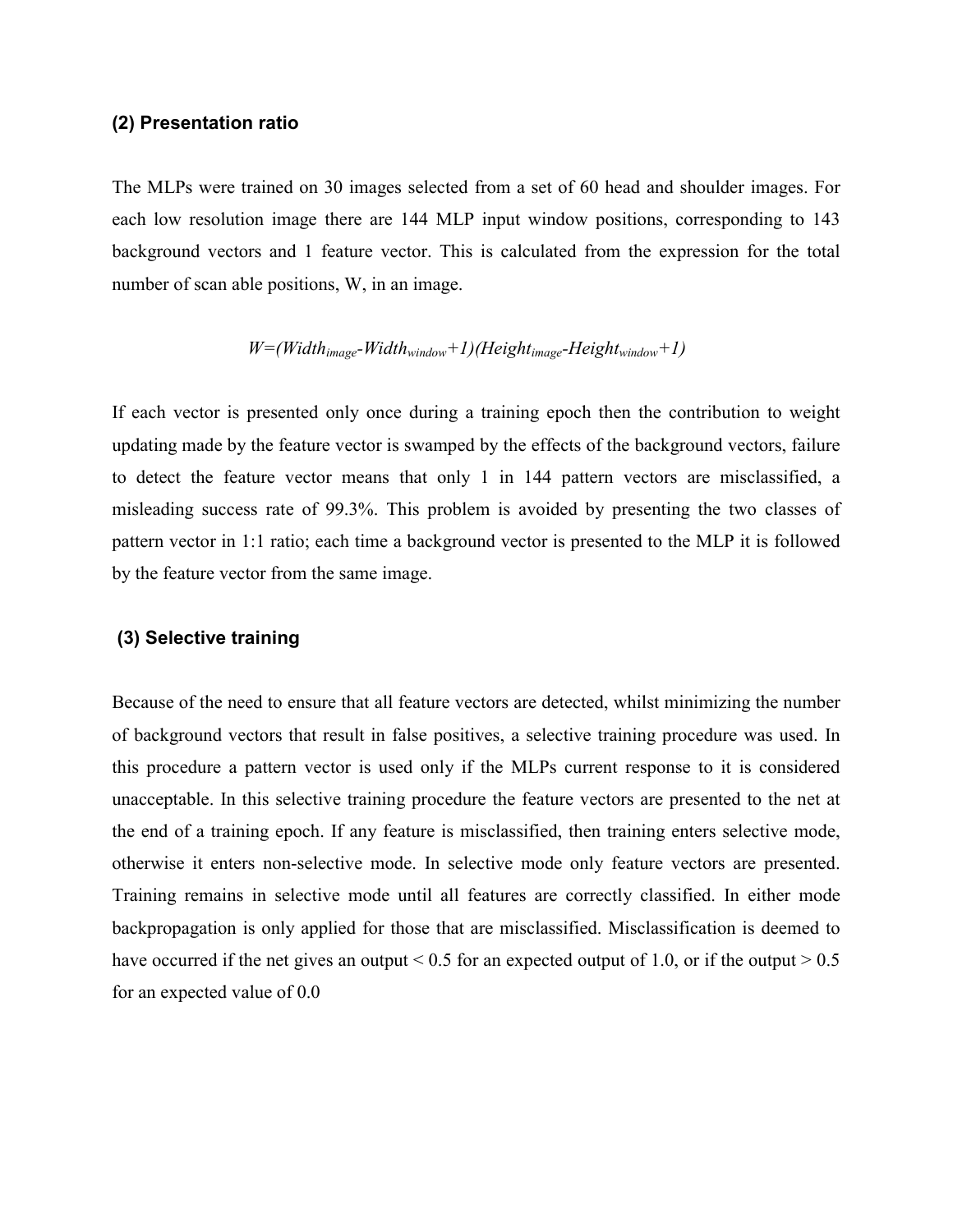### (2) Presentation ratio

The MLPs were trained on 30 images selected from a set of 60 head and shoulder images. For each low resolution image there are 144 MLP input window positions, corresponding to 143 background vectors and 1 feature vector. This is calculated from the expression for the total number of scan able positions, W, in an image.

$$W=(Width_{image}-Width_{window}+1)(Height_{image}-Height_{window}+1)$$

If each vector is presented only once during a training epoch then the contribution to weight updating made by the feature vector is swamped by the effects of the background vectors, failure to detect the feature vector means that only 1 in 144 pattern vectors are misclassified, a misleading success rate of 99.3%. This problem is avoided by presenting the two classes of pattern vector in 1:1 ratio; each time a background vector is presented to the MLP it is followed by the feature vector from the same image.

### (3) Selective training

Because of the need to ensure that all feature vectors are detected, whilst minimizing the number of background vectors that result in false positives, a selective training procedure was used. In this procedure a pattern vector is used only if the MLPs current response to it is considered unacceptable. In this selective training procedure the feature vectors are presented to the net at the end of a training epoch. If any feature is misclassified, then training enters selective mode, otherwise it enters non-selective mode. In selective mode only feature vectors are presented. Training remains in selective mode until all features are correctly classified. In either mode backpropagation is only applied for those that are misclassified. Misclassification is deemed to have occurred if the net gives an output < 0.5 for an expected output of 1.0, or if the output > 0.5 for an expected value of 0.0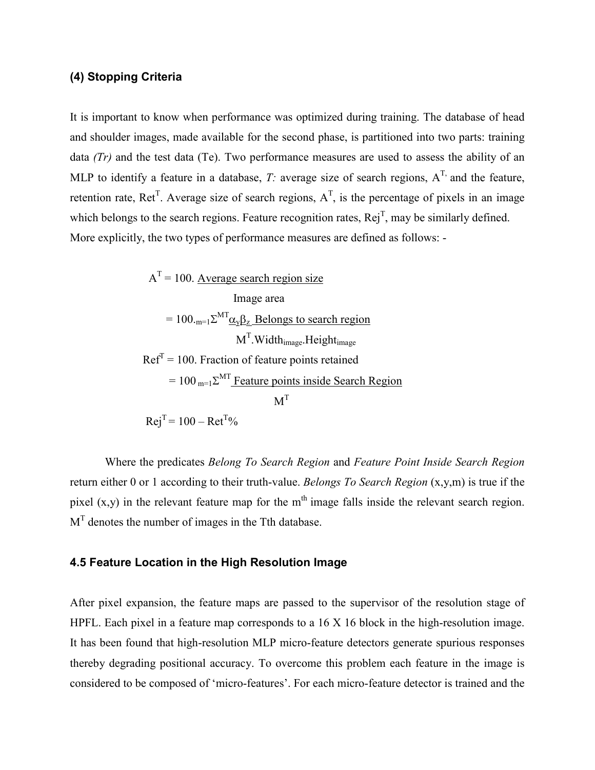### (4) Stopping Criteria

It is important to know when performance was optimized during training. The database of head and shoulder images, made available for the second phase, is partitioned into two parts: training data *(Tr)* and the test data (Te). Two performance measures are used to assess the ability of an MLP to identify a feature in a database, *T:* average size of search regions, $A^{T,}$ and the feature, retention rate, $Ret^T$. Average size of search regions, $A^T$, is the percentage of pixels in an image which belongs to the search regions. Feature recognition rates, $Rej^T$, may be similarly defined. More explicitly, the two types of performance measures are defined as follows: -

$$A^T = 100.\frac{\text{Average search region size}}{\text{Image area}}$$

$$= 100.{}_{m=1}\Sigma^{MT}\frac{\alpha_y\beta_z\text{ Belongs to search region}}{M^T.\text{Width}_{image}.\text{Height}_{image}}$$

$$Ref^T = 100.\text{ Fraction of feature points retained}$$

$$= 100\ {}_{m=1}\Sigma^{MT}\frac{\text{Feature points inside Search Region}}{M^T}$$

$$Rej^T = 100 - Ret^T\%$$

Where the predicates *Belong To Search Region* and *Feature Point Inside Search Region* return either 0 or 1 according to their truth-value. *Belongs To Search Region* (x,y,m) is true if the pixel (x,y) in the relevant feature map for the $m^{th}$ image falls inside the relevant search region. $M^T$ denotes the number of images in the Tth database.

### 4.5 Feature Location in the High Resolution Image

After pixel expansion, the feature maps are passed to the supervisor of the resolution stage of HPFL. Each pixel in a feature map corresponds to a 16 X 16 block in the high-resolution image. It has been found that high-resolution MLP micro-feature detectors generate spurious responses thereby degrading positional accuracy. To overcome this problem each feature in the image is considered to be composed of 'micro-features'. For each micro-feature detector is trained and the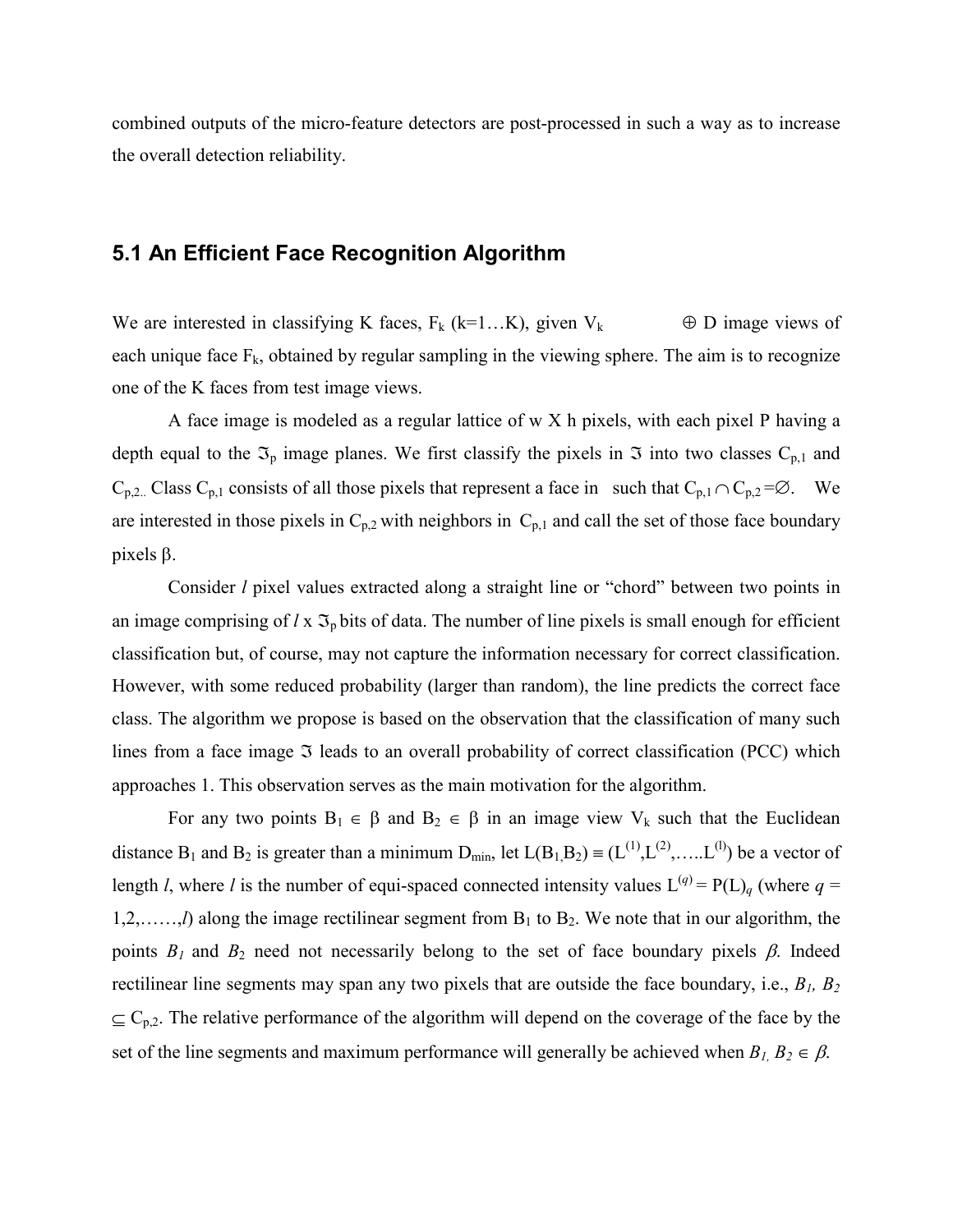combined outputs of the micro-feature detectors are post-processed in such a way as to increase the overall detection reliability.

## 5.1 An Efficient Face Recognition Algorithm

We are interested in classifying K faces, $F_k$ (k=1…K), given $V_k$ $\oplus$ D image views of each unique face $F_k$, obtained by regular sampling in the viewing sphere. The aim is to recognize one of the K faces from test image views.

A face image is modeled as a regular lattice of w X h pixels, with each pixel P having a depth equal to the $\Im_p$ image planes. We first classify the pixels in $\Im$ into two classes $C_{p,1}$ and $C_{p,2}$. Class $C_{p,1}$ consists of all those pixels that represent a face in such that $C_{p,1} \cap C_{p,2} = \varnothing$. We are interested in those pixels in $C_{p,2}$ with neighbors in $C_{p,1}$ and call the set of those face boundary pixels $\beta$.

Consider $l$ pixel values extracted along a straight line or "chord" between two points in an image comprising of $l \times \Im_p$ bits of data. The number of line pixels is small enough for efficient classification but, of course, may not capture the information necessary for correct classification. However, with some reduced probability (larger than random), the line predicts the correct face class. The algorithm we propose is based on the observation that the classification of many such lines from a face image $\Im$ leads to an overall probability of correct classification (PCC) which approaches 1. This observation serves as the main motivation for the algorithm.

For any two points $B_1 \in \beta$ and $B_2 \in \beta$ in an image view $V_k$ such that the Euclidean distance $B_1$ and $B_2$ is greater than a minimum $D_{min}$, let $L(B_1, B_2) \equiv (L^{(1)}, L^{(2)}, \ldots L^{(l)})$ be a vector of length $l$, where $l$ is the number of equi-spaced connected intensity values $L^{(q)} = P(L)_q$ (where $q = 1, 2, \ldots, l$) along the image rectilinear segment from $B_1$ to $B_2$. We note that in our algorithm, the points $B_1$ and $B_2$ need not necessarily belong to the set of face boundary pixels $\beta$. Indeed rectilinear line segments may span any two pixels that are outside the face boundary, i.e., $B_1, B_2 \subseteq C_{p,2}$. The relative performance of the algorithm will depend on the coverage of the face by the set of the line segments and maximum performance will generally be achieved when $B_1, B_2 \in \beta$.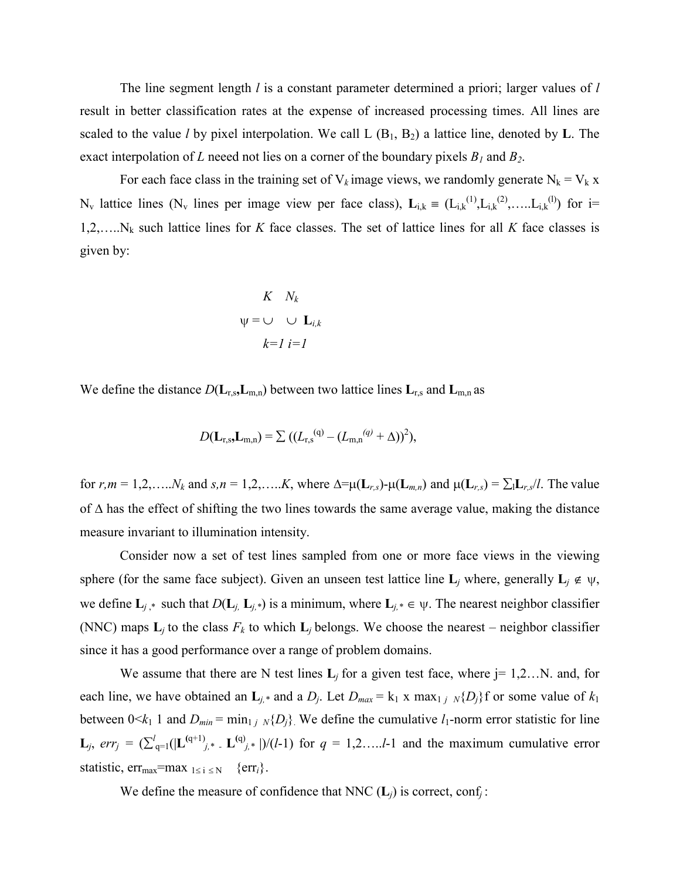The line segment length $l$ is a constant parameter determined a priori; larger values of $l$ result in better classification rates at the expense of increased processing times. All lines are scaled to the value $l$ by pixel interpolation. We call L ($B_1$, $B_2$) a lattice line, denoted by **L**. The exact interpolation of $L$ neeed not lies on a corner of the boundary pixels $B_1$ and $B_2$.

For each face class in the training set of $V_k$ image views, we randomly generate $N_k = V_k \times N_v$ lattice lines ($N_v$ lines per image view per face class), $\mathbf{L}_{i,k} \equiv (L_{i,k}^{(1)}, L_{i,k}^{(2)}, \ldots L_{i,k}^{(l)})$ for i= 1,2,…..$N_k$ such lattice lines for $K$ face classes. The set of lattice lines for all $K$ face classes is given by:

$$\psi = \bigcup_{k=1}^{K} \bigcup_{i=1}^{N_k} \mathbf{L}_{i,k}$$

We define the distance $D(\mathbf{L}_{r,s},\mathbf{L}_{m,n})$ between two lattice lines $\mathbf{L}_{r,s}$ and $\mathbf{L}_{m,n}$ as

$$D(\mathbf{L}_{r,s},\mathbf{L}_{m,n}) = \sum \left( (L_{r,s}^{(q)} - (L_{m,n}^{(q)} + \Delta))^2 \right),$$

for $r,m = 1,2,\ldots N_k$ and $s,n = 1,2,\ldots K$, where $\Delta = \mu(\mathbf{L}_{r,s}) - \mu(\mathbf{L}_{m,n})$ and $\mu(\mathbf{L}_{r,s}) = \sum_l \mathbf{L}_{r,s}/l$. The value of $\Delta$ has the effect of shifting the two lines towards the same average value, making the distance measure invariant to illumination intensity.

Consider now a set of test lines sampled from one or more face views in the viewing sphere (for the same face subject). Given an unseen test lattice line $\mathbf{L}_j$ where, generally $\mathbf{L}_j \notin \psi$, we define $\mathbf{L}_{j,*}$ such that $D(\mathbf{L}_j, \mathbf{L}_{j,*})$ is a minimum, where $\mathbf{L}_{j,*} \in \psi$. The nearest neighbor classifier (NNC) maps $\mathbf{L}_j$ to the class $F_k$ to which $\mathbf{L}_j$ belongs. We choose the nearest – neighbor classifier since it has a good performance over a range of problem domains.

We assume that there are N test lines $\mathbf{L}_j$ for a given test face, where j= 1,2…N. and, for each line, we have obtained an $\mathbf{L}_{j,*}$ and a $D_j$. Let $D_{max} = k_1 \times \max_{1 \le j \le N}\{D_j\}$ for some value of $k_1$ between $0 < k_1 \le 1$ and $D_{min} = \min_{1 \le j \le N}\{D_j\}$. We define the cumulative $l_1$-norm error statistic for line $\mathbf{L}_j$, $err_j = (\sum_{q=1}^{l}(|\mathbf{L}^{(q+1)}_{j,*} - \mathbf{L}^{(q)}_{j,*}|)/(l-1)$ for $q = 1,2\ldots l-1$ and the maximum cumulative error statistic, $err_{max} = \max_{1 \le i \le N}\{err_i\}$.

We define the measure of confidence that NNC ($\mathbf{L}_j$) is correct, $conf_j$ :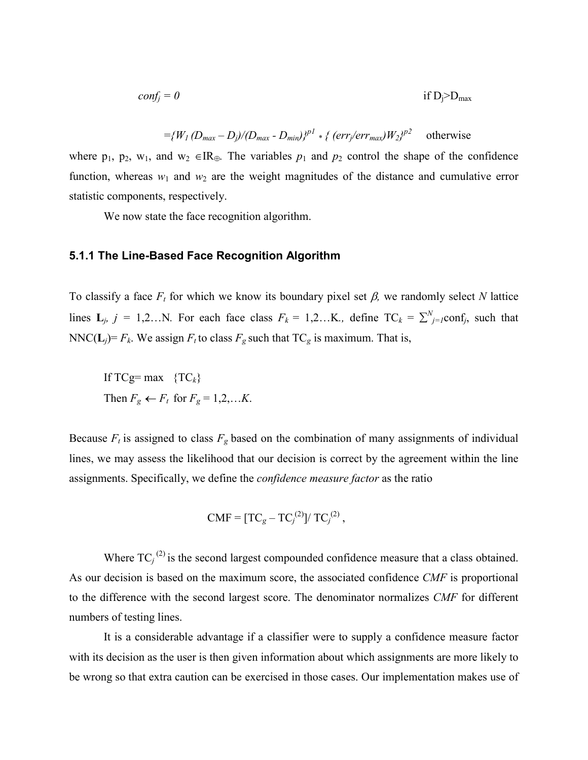$$conf_j = 0 \qquad \text{if } D_j > D_{max}$$

$$= \{W_1 (D_{max} - D_j)/(D_{max} - D_{min})\}^{p1} * \{ (err_j/err_{max}) W_2\}^{p2} \qquad \text{otherwise}$$

where $p_1$, $p_2$, $w_1$, and $w_2 \in IR_{\oplus}$. The variables $p_1$ and $p_2$ control the shape of the confidence function, whereas $w_1$ and $w_2$ are the weight magnitudes of the distance and cumulative error statistic components, respectively.

We now state the face recognition algorithm.

### 5.1.1 The Line-Based Face Recognition Algorithm

To classify a face $F_t$ for which we know its boundary pixel set $\beta$, we randomly select $N$ lattice lines $\mathbf{L}_j$, $j$ = 1,2…N. For each face class $F_k$ = 1,2…K., define $TC_k = \sum_{j=1}^{N} conf_j$, such that $NNC(\mathbf{L}_j) = F_k$. We assign $F_t$ to class $F_g$ such that $TC_g$ is maximum. That is,

If $TCg = \max \{TC_k\}$

Then $F_g \leftarrow F_t$ for $F_g = 1,2,\ldots K$.

Because $F_t$ is assigned to class $F_g$ based on the combination of many assignments of individual lines, we may assess the likelihood that our decision is correct by the agreement within the line assignments. Specifically, we define the *confidence measure factor* as the ratio

$$CMF = [TC_g - TC_j^{(2)}] / TC_j^{(2)} ,$$

Where $TC_j^{(2)}$ is the second largest compounded confidence measure that a class obtained. As our decision is based on the maximum score, the associated confidence *CMF* is proportional to the difference with the second largest score. The denominator normalizes *CMF* for different numbers of testing lines.

It is a considerable advantage if a classifier were to supply a confidence measure factor with its decision as the user is then given information about which assignments are more likely to be wrong so that extra caution can be exercised in those cases. Our implementation makes use of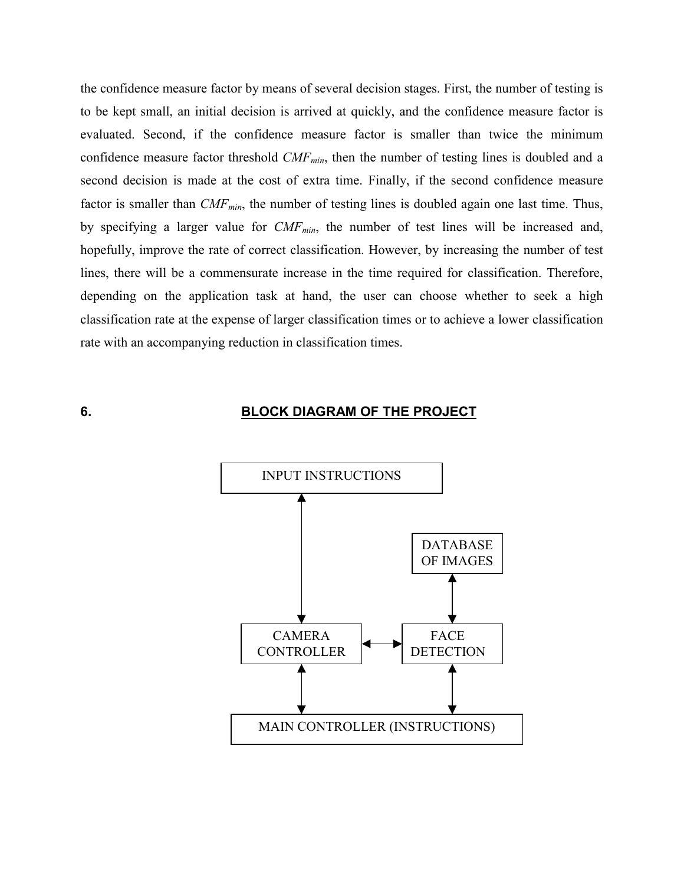the confidence measure factor by means of several decision stages. First, the number of testing is to be kept small, an initial decision is arrived at quickly, and the confidence measure factor is evaluated. Second, if the confidence measure factor is smaller than twice the minimum confidence measure factor threshold $CMF_{min}$, then the number of testing lines is doubled and a second decision is made at the cost of extra time. Finally, if the second confidence measure factor is smaller than $CMF_{min}$, the number of testing lines is doubled again one last time. Thus, by specifying a larger value for $CMF_{min}$, the number of test lines will be increased and, hopefully, improve the rate of correct classification. However, by increasing the number of test lines, there will be a commensurate increase in the time required for classification. Therefore, depending on the application task at hand, the user can choose whether to seek a high classification rate at the expense of larger classification times or to achieve a lower classification rate with an accompanying reduction in classification times.

## 6. BLOCK DIAGRAM OF THE PROJECT

INPUT INSTRUCTIONS

DATABASE OF IMAGES

CAMERA CONTROLLER

FACE DETECTION

MAIN CONTROLLER (INSTRUCTIONS)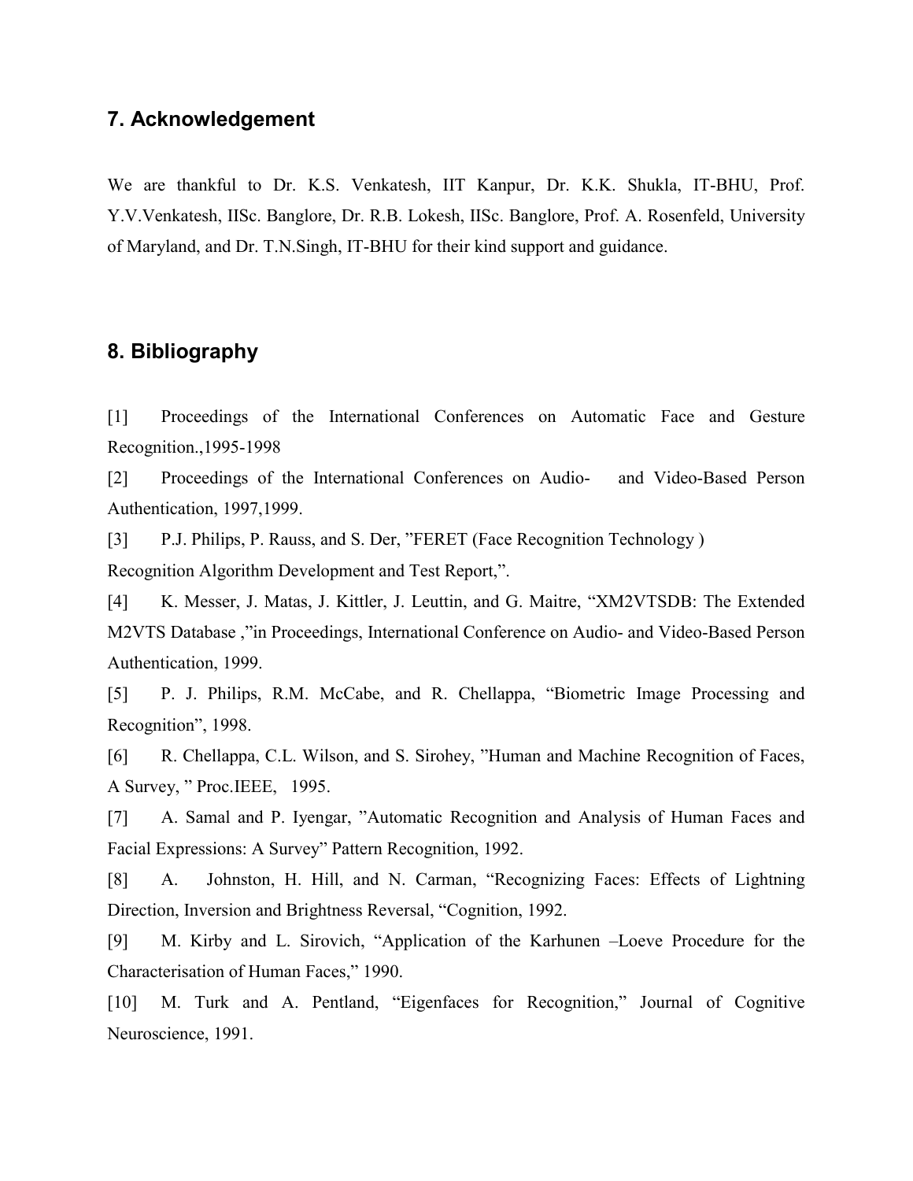## 7. Acknowledgement

We are thankful to Dr. K.S. Venkatesh, IIT Kanpur, Dr. K.K. Shukla, IT-BHU, Prof. Y.V.Venkatesh, IISc. Banglore, Dr. R.B. Lokesh, IISc. Banglore, Prof. A. Rosenfeld, University of Maryland, and Dr. T.N.Singh, IT-BHU for their kind support and guidance.

## 8. Bibliography

[1] Proceedings of the International Conferences on Automatic Face and Gesture Recognition.,1995-1998

[2] Proceedings of the International Conferences on Audio- and Video-Based Person Authentication, 1997,1999.

[3] P.J. Philips, P. Rauss, and S. Der, "FERET (Face Recognition Technology ) Recognition Algorithm Development and Test Report,".

[4] K. Messer, J. Matas, J. Kittler, J. Leuttin, and G. Maitre, "XM2VTSDB: The Extended M2VTS Database ,"in Proceedings, International Conference on Audio- and Video-Based Person Authentication, 1999.

[5] P. J. Philips, R.M. McCabe, and R. Chellappa, "Biometric Image Processing and Recognition", 1998.

[6] R. Chellappa, C.L. Wilson, and S. Sirohey, "Human and Machine Recognition of Faces, A Survey, " Proc.IEEE, 1995.

[7] A. Samal and P. Iyengar, "Automatic Recognition and Analysis of Human Faces and Facial Expressions: A Survey" Pattern Recognition, 1992.

[8] A. Johnston, H. Hill, and N. Carman, "Recognizing Faces: Effects of Lightning Direction, Inversion and Brightness Reversal, "Cognition, 1992.

[9] M. Kirby and L. Sirovich, "Application of the Karhunen –Loeve Procedure for the Characterisation of Human Faces," 1990.

[10] M. Turk and A. Pentland, "Eigenfaces for Recognition," Journal of Cognitive Neuroscience, 1991.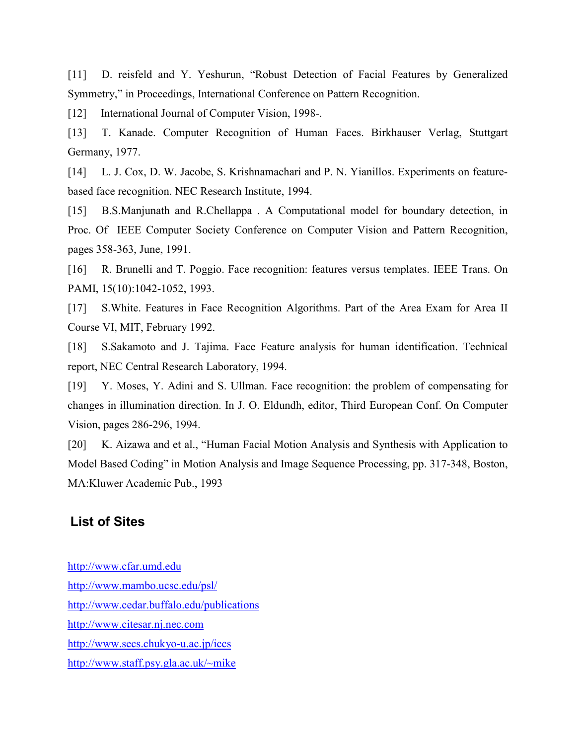[11] D. reisfeld and Y. Yeshurun, “Robust Detection of Facial Features by Generalized Symmetry,” in Proceedings, International Conference on Pattern Recognition.

[12] International Journal of Computer Vision, 1998-.

[13] T. Kanade. Computer Recognition of Human Faces. Birkhauser Verlag, Stuttgart Germany, 1977.

[14] L. J. Cox, D. W. Jacobe, S. Krishnamachari and P. N. Yianillos. Experiments on feature-based face recognition. NEC Research Institute, 1994.

[15] B.S.Manjunath and R.Chellappa . A Computational model for boundary detection, in Proc. Of IEEE Computer Society Conference on Computer Vision and Pattern Recognition, pages 358-363, June, 1991.

[16] R. Brunelli and T. Poggio. Face recognition: features versus templates. IEEE Trans. On PAMI, 15(10):1042-1052, 1993.

[17] S.White. Features in Face Recognition Algorithms. Part of the Area Exam for Area II Course VI, MIT, February 1992.

[18] S.Sakamoto and J. Tajima. Face Feature analysis for human identification. Technical report, NEC Central Research Laboratory, 1994.

[19] Y. Moses, Y. Adini and S. Ullman. Face recognition: the problem of compensating for changes in illumination direction. In J. O. Eldundh, editor, Third European Conf. On Computer Vision, pages 286-296, 1994.

[20] K. Aizawa and et al., “Human Facial Motion Analysis and Synthesis with Application to Model Based Coding” in Motion Analysis and Image Sequence Processing, pp. 317-348, Boston, MA:Kluwer Academic Pub., 1993

## List of Sites

http://www.cfar.umd.edu

http://www.mambo.ucsc.edu/psl/

http://www.cedar.buffalo.edu/publications

http://www.citesar.nj.nec.com

http://www.secs.chukyo-u.ac.jp/iccs

http://www.staff.psy.gla.ac.uk/~mike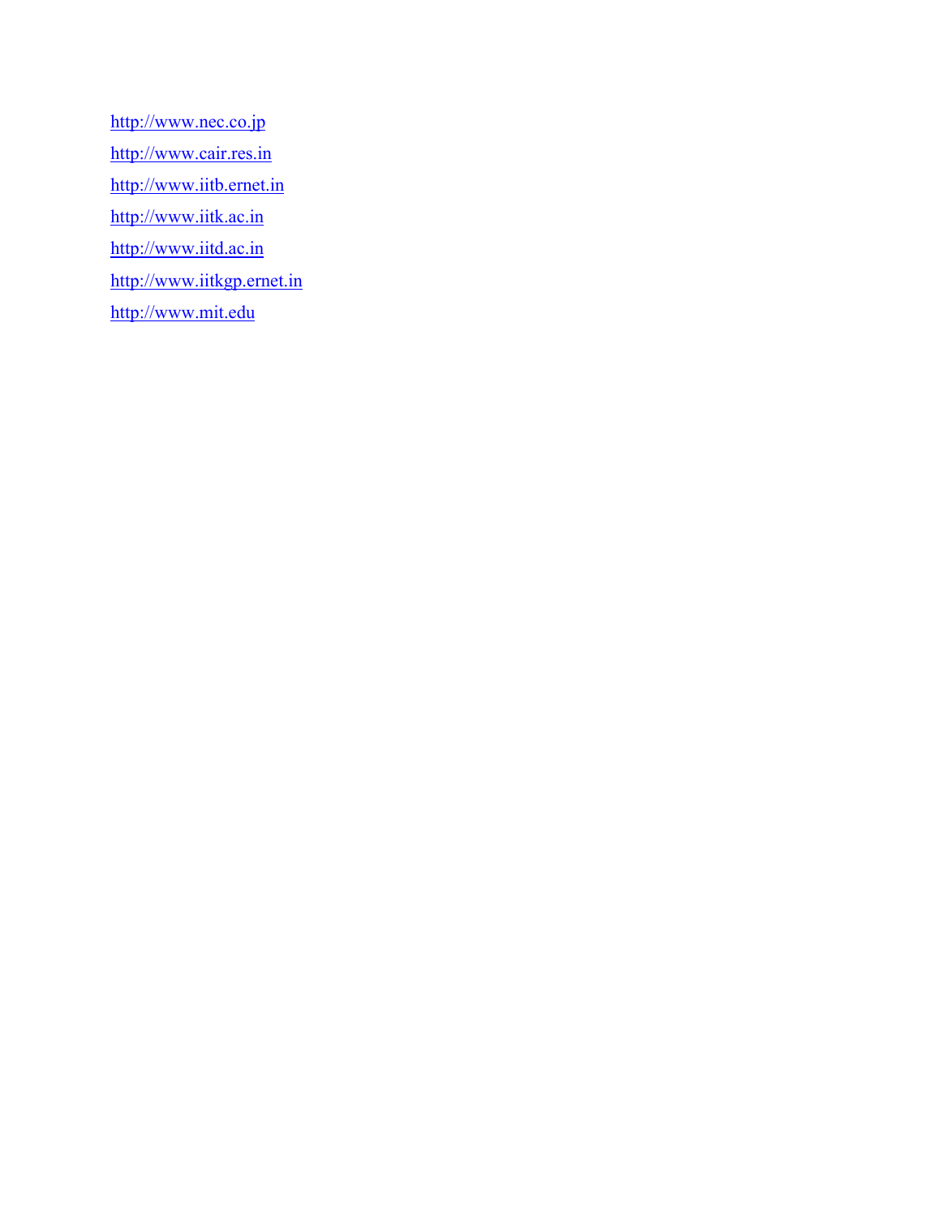http://www.nec.co.jp

http://www.cair.res.in

http://www.iitb.ernet.in

http://www.iitk.ac.in

http://www.iitd.ac.in

http://www.iitkgp.ernet.in

http://www.mit.edu